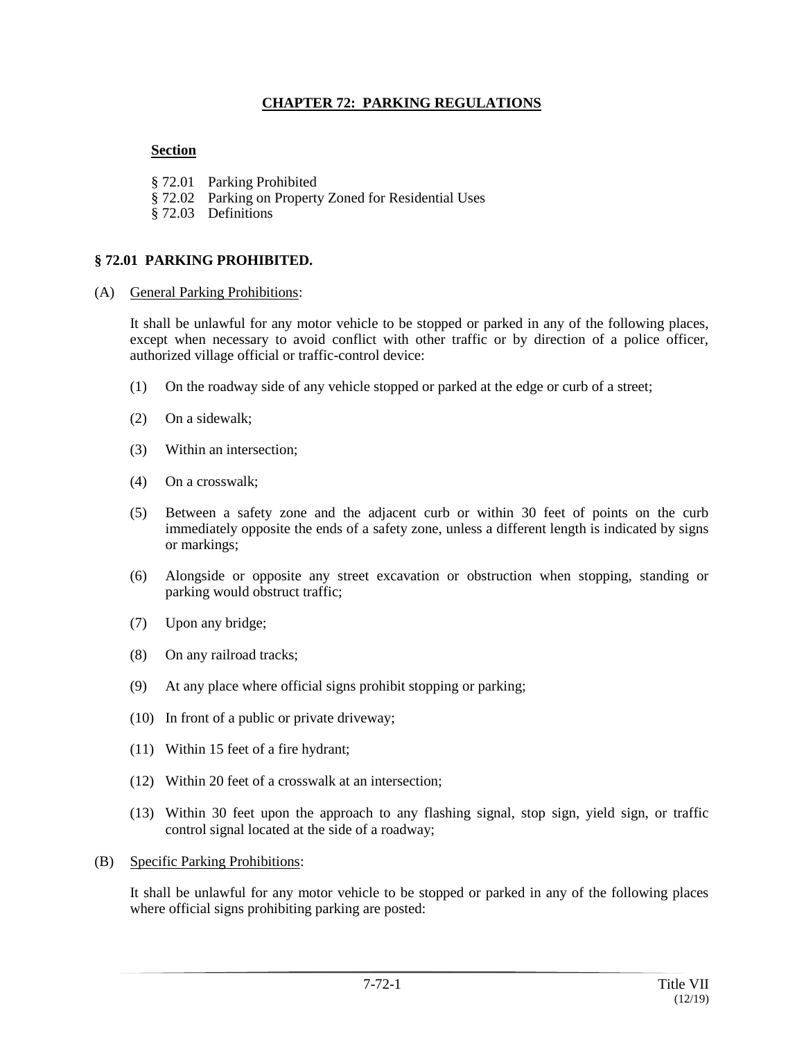# CHAPTER 72: PARKING REGULATIONS

**Section**

§ 72.01 Parking Prohibited
§ 72.02 Parking on Property Zoned for Residential Uses
§ 72.03 Definitions

## § 72.01 PARKING PROHIBITED.

(A) General Parking Prohibitions:

It shall be unlawful for any motor vehicle to be stopped or parked in any of the following places, except when necessary to avoid conflict with other traffic or by direction of a police officer, authorized village official or traffic-control device:

(1) On the roadway side of any vehicle stopped or parked at the edge or curb of a street;

(2) On a sidewalk;

(3) Within an intersection;

(4) On a crosswalk;

(5) Between a safety zone and the adjacent curb or within 30 feet of points on the curb immediately opposite the ends of a safety zone, unless a different length is indicated by signs or markings;

(6) Alongside or opposite any street excavation or obstruction when stopping, standing or parking would obstruct traffic;

(7) Upon any bridge;

(8) On any railroad tracks;

(9) At any place where official signs prohibit stopping or parking;

(10) In front of a public or private driveway;

(11) Within 15 feet of a fire hydrant;

(12) Within 20 feet of a crosswalk at an intersection;

(13) Within 30 feet upon the approach to any flashing signal, stop sign, yield sign, or traffic control signal located at the side of a roadway;

(B) Specific Parking Prohibitions:

It shall be unlawful for any motor vehicle to be stopped or parked in any of the following places where official signs prohibiting parking are posted: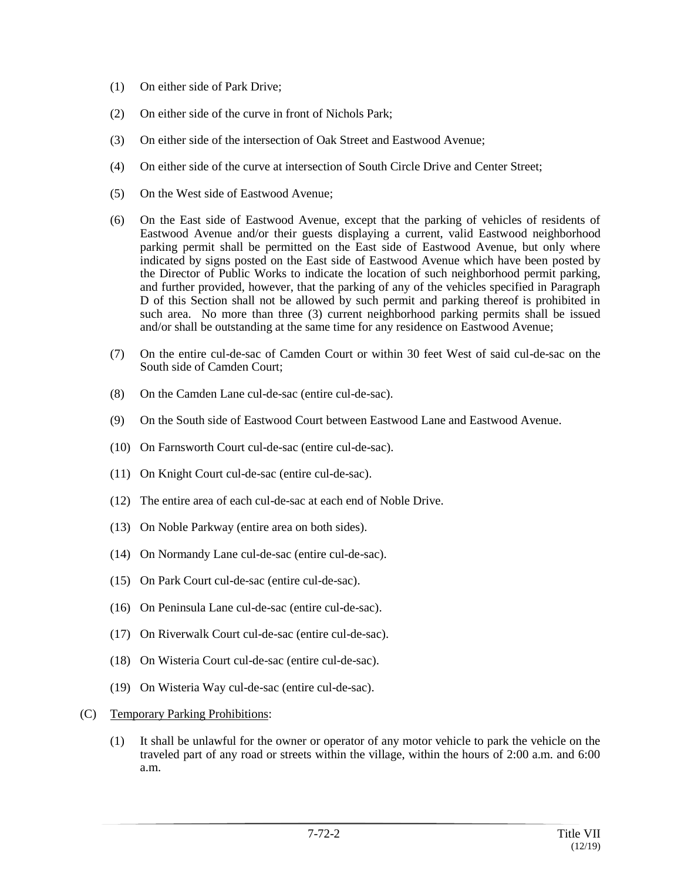(1) On either side of Park Drive;

(2) On either side of the curve in front of Nichols Park;

(3) On either side of the intersection of Oak Street and Eastwood Avenue;

(4) On either side of the curve at intersection of South Circle Drive and Center Street;

(5) On the West side of Eastwood Avenue;

(6) On the East side of Eastwood Avenue, except that the parking of vehicles of residents of Eastwood Avenue and/or their guests displaying a current, valid Eastwood neighborhood parking permit shall be permitted on the East side of Eastwood Avenue, but only where indicated by signs posted on the East side of Eastwood Avenue which have been posted by the Director of Public Works to indicate the location of such neighborhood permit parking, and further provided, however, that the parking of any of the vehicles specified in Paragraph D of this Section shall not be allowed by such permit and parking thereof is prohibited in such area. No more than three (3) current neighborhood parking permits shall be issued and/or shall be outstanding at the same time for any residence on Eastwood Avenue;

(7) On the entire cul-de-sac of Camden Court or within 30 feet West of said cul-de-sac on the South side of Camden Court;

(8) On the Camden Lane cul-de-sac (entire cul-de-sac).

(9) On the South side of Eastwood Court between Eastwood Lane and Eastwood Avenue.

(10) On Farnsworth Court cul-de-sac (entire cul-de-sac).

(11) On Knight Court cul-de-sac (entire cul-de-sac).

(12) The entire area of each cul-de-sac at each end of Noble Drive.

(13) On Noble Parkway (entire area on both sides).

(14) On Normandy Lane cul-de-sac (entire cul-de-sac).

(15) On Park Court cul-de-sac (entire cul-de-sac).

(16) On Peninsula Lane cul-de-sac (entire cul-de-sac).

(17) On Riverwalk Court cul-de-sac (entire cul-de-sac).

(18) On Wisteria Court cul-de-sac (entire cul-de-sac).

(19) On Wisteria Way cul-de-sac (entire cul-de-sac).

(C) Temporary Parking Prohibitions:

(1) It shall be unlawful for the owner or operator of any motor vehicle to park the vehicle on the traveled part of any road or streets within the village, within the hours of 2:00 a.m. and 6:00 a.m.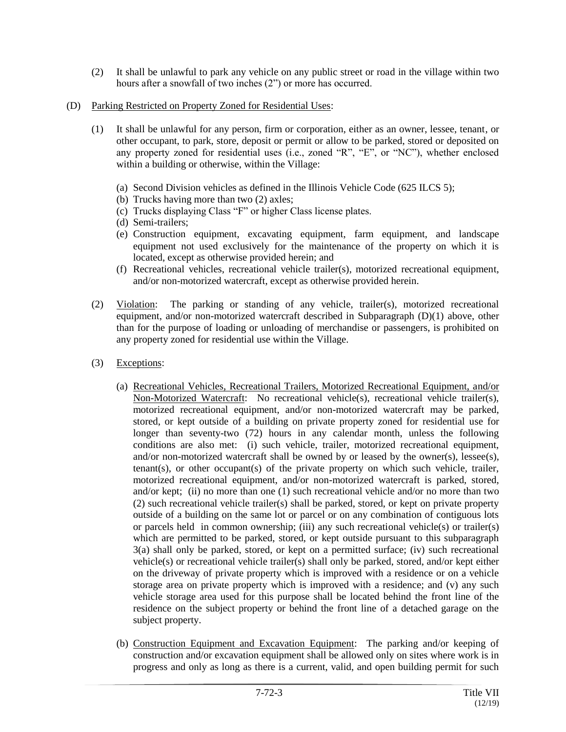(2) It shall be unlawful to park any vehicle on any public street or road in the village within two hours after a snowfall of two inches (2") or more has occurred.

(D) <u>Parking Restricted on Property Zoned for Residential Uses</u>:

(1) It shall be unlawful for any person, firm or corporation, either as an owner, lessee, tenant, or other occupant, to park, store, deposit or permit or allow to be parked, stored or deposited on any property zoned for residential uses (i.e., zoned "R", "E", or "NC"), whether enclosed within a building or otherwise, within the Village:

(a) Second Division vehicles as defined in the Illinois Vehicle Code (625 ILCS 5);
(b) Trucks having more than two (2) axles;
(c) Trucks displaying Class "F" or higher Class license plates.
(d) Semi-trailers;
(e) Construction equipment, excavating equipment, farm equipment, and landscape equipment not used exclusively for the maintenance of the property on which it is located, except as otherwise provided herein; and
(f) Recreational vehicles, recreational vehicle trailer(s), motorized recreational equipment, and/or non-motorized watercraft, except as otherwise provided herein.

(2) <u>Violation</u>: The parking or standing of any vehicle, trailer(s), motorized recreational equipment, and/or non-motorized watercraft described in Subparagraph (D)(1) above, other than for the purpose of loading or unloading of merchandise or passengers, is prohibited on any property zoned for residential use within the Village.

(3) <u>Exceptions</u>:

(a) <u>Recreational Vehicles, Recreational Trailers, Motorized Recreational Equipment, and/or Non-Motorized Watercraft</u>: No recreational vehicle(s), recreational vehicle trailer(s), motorized recreational equipment, and/or non-motorized watercraft may be parked, stored, or kept outside of a building on private property zoned for residential use for longer than seventy-two (72) hours in any calendar month, unless the following conditions are also met: (i) such vehicle, trailer, motorized recreational equipment, and/or non-motorized watercraft shall be owned by or leased by the owner(s), lessee(s), tenant(s), or other occupant(s) of the private property on which such vehicle, trailer, motorized recreational equipment, and/or non-motorized watercraft is parked, stored, and/or kept; (ii) no more than one (1) such recreational vehicle and/or no more than two (2) such recreational vehicle trailer(s) shall be parked, stored, or kept on private property outside of a building on the same lot or parcel or on any combination of contiguous lots or parcels held in common ownership; (iii) any such recreational vehicle(s) or trailer(s) which are permitted to be parked, stored, or kept outside pursuant to this subparagraph 3(a) shall only be parked, stored, or kept on a permitted surface; (iv) such recreational vehicle(s) or recreational vehicle trailer(s) shall only be parked, stored, and/or kept either on the driveway of private property which is improved with a residence or on a vehicle storage area on private property which is improved with a residence; and (v) any such vehicle storage area used for this purpose shall be located behind the front line of the residence on the subject property or behind the front line of a detached garage on the subject property.

(b) <u>Construction Equipment and Excavation Equipment</u>: The parking and/or keeping of construction and/or excavation equipment shall be allowed only on sites where work is in progress and only as long as there is a current, valid, and open building permit for such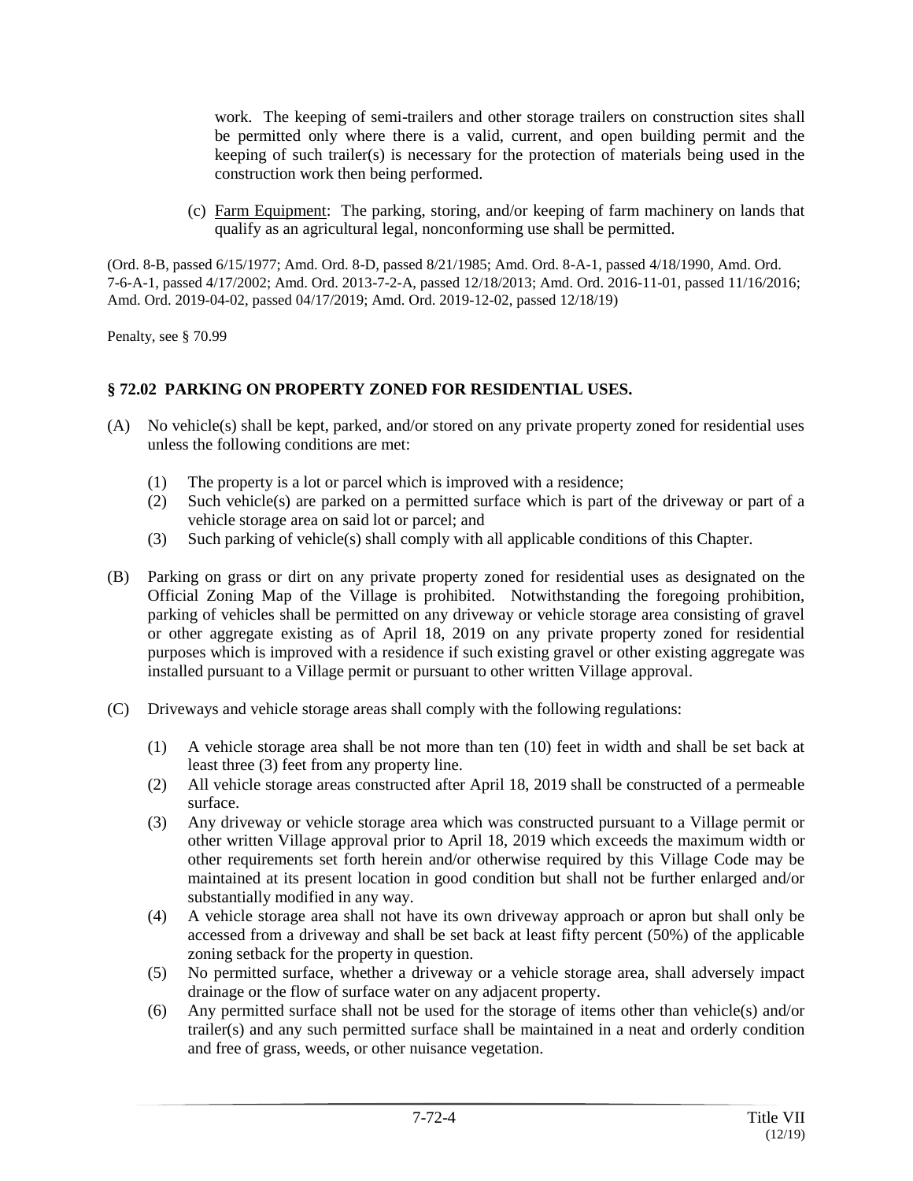work. The keeping of semi-trailers and other storage trailers on construction sites shall be permitted only where there is a valid, current, and open building permit and the keeping of such trailer(s) is necessary for the protection of materials being used in the construction work then being performed.

(c) Farm Equipment: The parking, storing, and/or keeping of farm machinery on lands that qualify as an agricultural legal, nonconforming use shall be permitted.

(Ord. 8-B, passed 6/15/1977; Amd. Ord. 8-D, passed 8/21/1985; Amd. Ord. 8-A-1, passed 4/18/1990, Amd. Ord. 7-6-A-1, passed 4/17/2002; Amd. Ord. 2013-7-2-A, passed 12/18/2013; Amd. Ord. 2016-11-01, passed 11/16/2016; Amd. Ord. 2019-04-02, passed 04/17/2019; Amd. Ord. 2019-12-02, passed 12/18/19)

Penalty, see § 70.99

## § 72.02 PARKING ON PROPERTY ZONED FOR RESIDENTIAL USES.

(A) No vehicle(s) shall be kept, parked, and/or stored on any private property zoned for residential uses unless the following conditions are met:

(1) The property is a lot or parcel which is improved with a residence;
(2) Such vehicle(s) are parked on a permitted surface which is part of the driveway or part of a vehicle storage area on said lot or parcel; and
(3) Such parking of vehicle(s) shall comply with all applicable conditions of this Chapter.

(B) Parking on grass or dirt on any private property zoned for residential uses as designated on the Official Zoning Map of the Village is prohibited. Notwithstanding the foregoing prohibition, parking of vehicles shall be permitted on any driveway or vehicle storage area consisting of gravel or other aggregate existing as of April 18, 2019 on any private property zoned for residential purposes which is improved with a residence if such existing gravel or other existing aggregate was installed pursuant to a Village permit or pursuant to other written Village approval.

(C) Driveways and vehicle storage areas shall comply with the following regulations:

(1) A vehicle storage area shall be not more than ten (10) feet in width and shall be set back at least three (3) feet from any property line.
(2) All vehicle storage areas constructed after April 18, 2019 shall be constructed of a permeable surface.
(3) Any driveway or vehicle storage area which was constructed pursuant to a Village permit or other written Village approval prior to April 18, 2019 which exceeds the maximum width or other requirements set forth herein and/or otherwise required by this Village Code may be maintained at its present location in good condition but shall not be further enlarged and/or substantially modified in any way.
(4) A vehicle storage area shall not have its own driveway approach or apron but shall only be accessed from a driveway and shall be set back at least fifty percent (50%) of the applicable zoning setback for the property in question.
(5) No permitted surface, whether a driveway or a vehicle storage area, shall adversely impact drainage or the flow of surface water on any adjacent property.
(6) Any permitted surface shall not be used for the storage of items other than vehicle(s) and/or trailer(s) and any such permitted surface shall be maintained in a neat and orderly condition and free of grass, weeds, or other nuisance vegetation.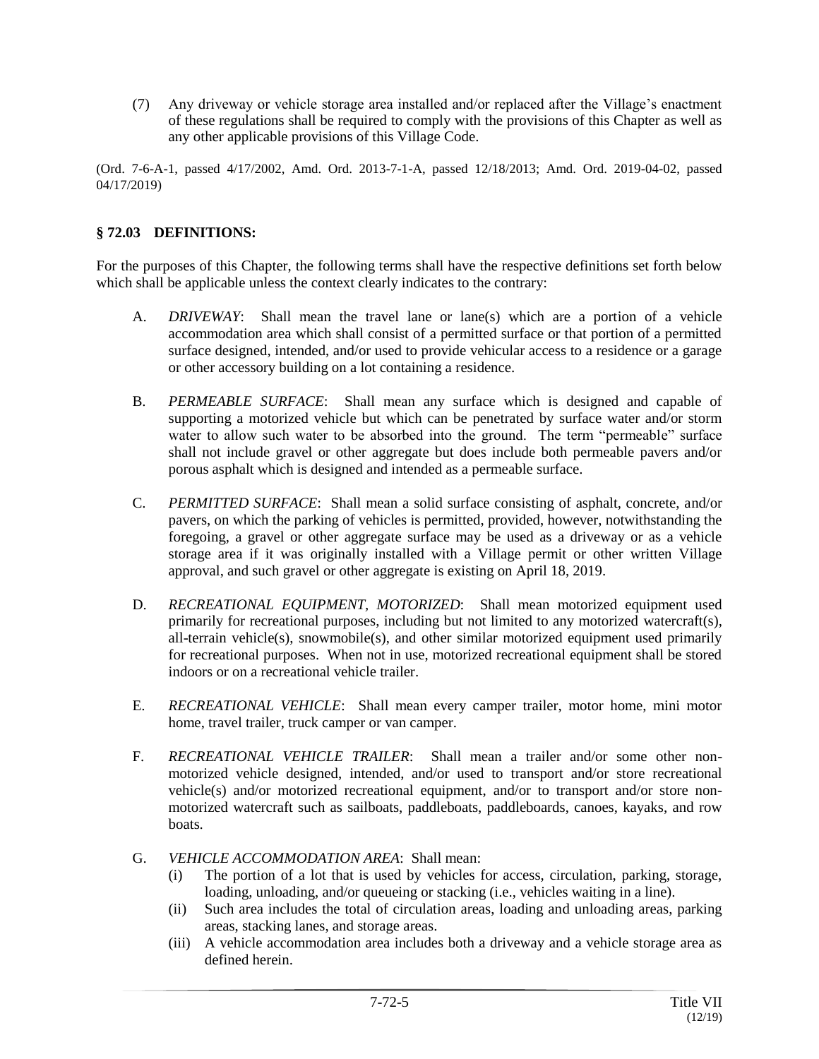(7) Any driveway or vehicle storage area installed and/or replaced after the Village's enactment of these regulations shall be required to comply with the provisions of this Chapter as well as any other applicable provisions of this Village Code.

(Ord. 7-6-A-1, passed 4/17/2002, Amd. Ord. 2013-7-1-A, passed 12/18/2013; Amd. Ord. 2019-04-02, passed 04/17/2019)

## § 72.03 DEFINITIONS:

For the purposes of this Chapter, the following terms shall have the respective definitions set forth below which shall be applicable unless the context clearly indicates to the contrary:

A. *DRIVEWAY*: Shall mean the travel lane or lane(s) which are a portion of a vehicle accommodation area which shall consist of a permitted surface or that portion of a permitted surface designed, intended, and/or used to provide vehicular access to a residence or a garage or other accessory building on a lot containing a residence.

B. *PERMEABLE SURFACE*: Shall mean any surface which is designed and capable of supporting a motorized vehicle but which can be penetrated by surface water and/or storm water to allow such water to be absorbed into the ground. The term "permeable" surface shall not include gravel or other aggregate but does include both permeable pavers and/or porous asphalt which is designed and intended as a permeable surface.

C. *PERMITTED SURFACE*: Shall mean a solid surface consisting of asphalt, concrete, and/or pavers, on which the parking of vehicles is permitted, provided, however, notwithstanding the foregoing, a gravel or other aggregate surface may be used as a driveway or as a vehicle storage area if it was originally installed with a Village permit or other written Village approval, and such gravel or other aggregate is existing on April 18, 2019.

D. *RECREATIONAL EQUIPMENT, MOTORIZED*: Shall mean motorized equipment used primarily for recreational purposes, including but not limited to any motorized watercraft(s), all-terrain vehicle(s), snowmobile(s), and other similar motorized equipment used primarily for recreational purposes. When not in use, motorized recreational equipment shall be stored indoors or on a recreational vehicle trailer.

E. *RECREATIONAL VEHICLE*: Shall mean every camper trailer, motor home, mini motor home, travel trailer, truck camper or van camper.

F. *RECREATIONAL VEHICLE TRAILER*: Shall mean a trailer and/or some other non-motorized vehicle designed, intended, and/or used to transport and/or store recreational vehicle(s) and/or motorized recreational equipment, and/or to transport and/or store non-motorized watercraft such as sailboats, paddleboats, paddleboards, canoes, kayaks, and row boats.

G. *VEHICLE ACCOMMODATION AREA*: Shall mean:
   - (i) The portion of a lot that is used by vehicles for access, circulation, parking, storage, loading, unloading, and/or queueing or stacking (i.e., vehicles waiting in a line).
   - (ii) Such area includes the total of circulation areas, loading and unloading areas, parking areas, stacking lanes, and storage areas.
   - (iii) A vehicle accommodation area includes both a driveway and a vehicle storage area as defined herein.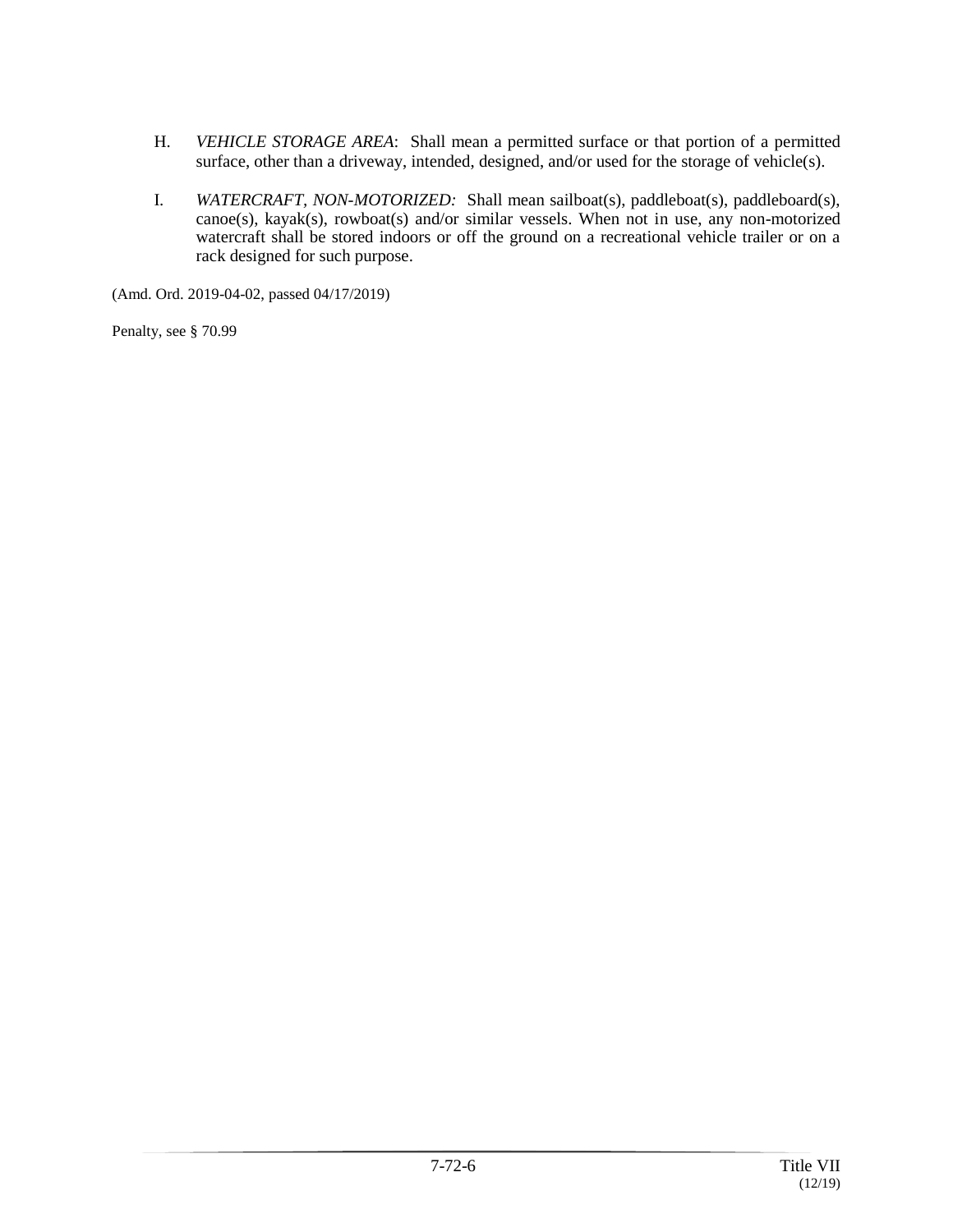H. *VEHICLE STORAGE AREA*: Shall mean a permitted surface or that portion of a permitted surface, other than a driveway, intended, designed, and/or used for the storage of vehicle(s).

I. *WATERCRAFT, NON-MOTORIZED:* Shall mean sailboat(s), paddleboat(s), paddleboard(s), canoe(s), kayak(s), rowboat(s) and/or similar vessels. When not in use, any non-motorized watercraft shall be stored indoors or off the ground on a recreational vehicle trailer or on a rack designed for such purpose.

(Amd. Ord. 2019-04-02, passed 04/17/2019)

Penalty, see § 70.99